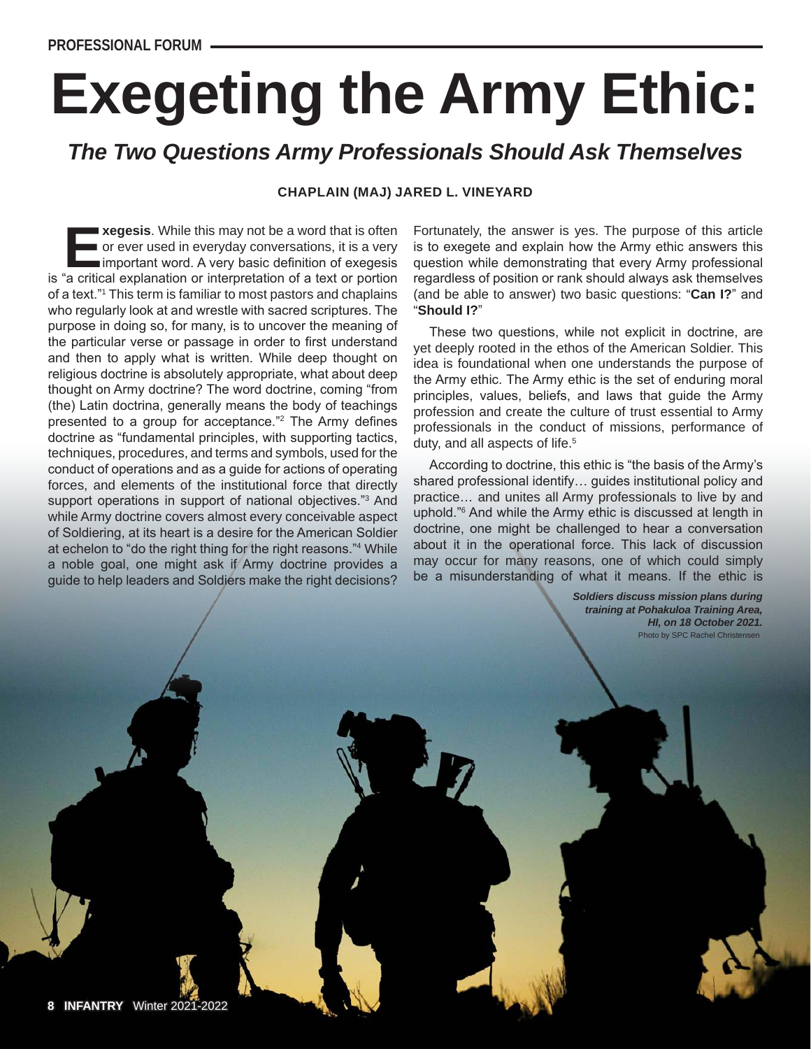PROFESSIONAL FORUM

# Exegeting the Army Ethic:

## *The Two Questions Army Professionals Should Ask Themselves*

**CHAPLAIN (MAJ) JARED L. VINEYARD**

**Exegesis**. While this may not be a word that is often or ever used in everyday conversations, it is a very important word. A very basic definition of exegesis is "a critical explanation or interpretation of a text or portion of a text."[1] This term is familiar to most pastors and chaplains who regularly look at and wrestle with sacred scriptures. The purpose in doing so, for many, is to uncover the meaning of the particular verse or passage in order to first understand and then to apply what is written. While deep thought on religious doctrine is absolutely appropriate, what about deep thought on Army doctrine? The word doctrine, coming "from (the) Latin doctrina, generally means the body of teachings presented to a group for acceptance."[2] The Army defines doctrine as "fundamental principles, with supporting tactics, techniques, procedures, and terms and symbols, used for the conduct of operations and as a guide for actions of operating forces, and elements of the institutional force that directly support operations in support of national objectives."[3] And while Army doctrine covers almost every conceivable aspect of Soldiering, at its heart is a desire for the American Soldier at echelon to "do the right thing for the right reasons."[4] While a noble goal, one might ask if Army doctrine provides a guide to help leaders and Soldiers make the right decisions? Fortunately, the answer is yes. The purpose of this article is to exegete and explain how the Army ethic answers this question while demonstrating that every Army professional regardless of position or rank should always ask themselves (and be able to answer) two basic questions: "**Can I?**" and "**Should I?**"

These two questions, while not explicit in doctrine, are yet deeply rooted in the ethos of the American Soldier. This idea is foundational when one understands the purpose of the Army ethic. The Army ethic is the set of enduring moral principles, values, beliefs, and laws that guide the Army profession and create the culture of trust essential to Army professionals in the conduct of missions, performance of duty, and all aspects of life.[5]

According to doctrine, this ethic is "the basis of the Army's shared professional identify… guides institutional policy and practice… and unites all Army professionals to live by and uphold."[6] And while the Army ethic is discussed at length in doctrine, one might be challenged to hear a conversation about it in the operational force. This lack of discussion may occur for many reasons, one of which could simply be a misunderstanding of what it means. If the ethic is

*Soldiers discuss mission plans during training at Pohakuloa Training Area, HI, on 18 October 2021.*
Photo by SPC Rachel Christensen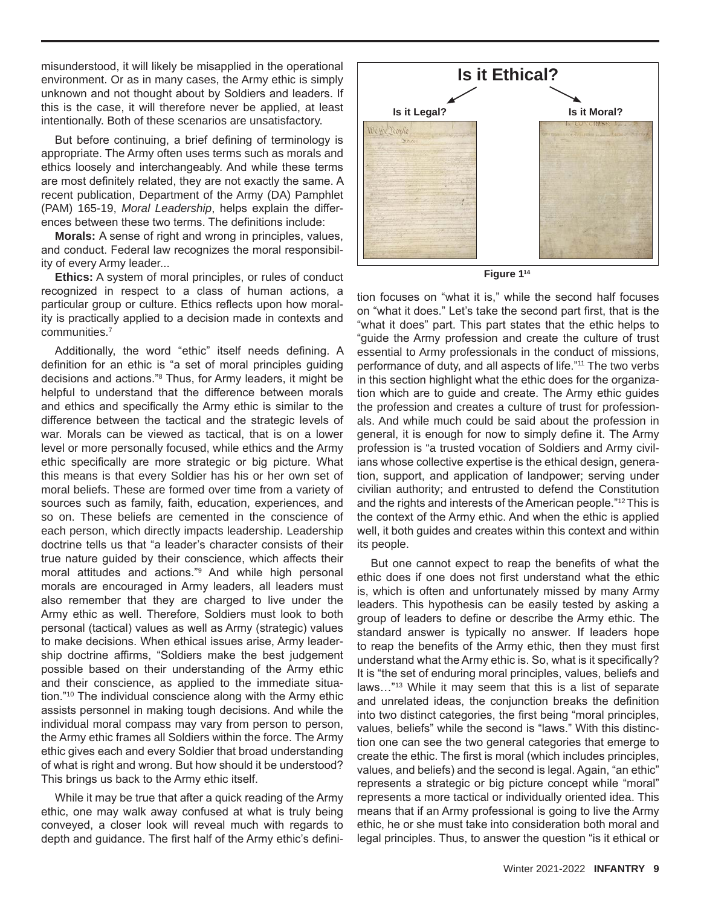misunderstood, it will likely be misapplied in the operational environment. Or as in many cases, the Army ethic is simply unknown and not thought about by Soldiers and leaders. If this is the case, it will therefore never be applied, at least intentionally. Both of these scenarios are unsatisfactory.

But before continuing, a brief defining of terminology is appropriate. The Army often uses terms such as morals and ethics loosely and interchangeably. And while these terms are most definitely related, they are not exactly the same. A recent publication, Department of the Army (DA) Pamphlet (PAM) 165-19, *Moral Leadership*, helps explain the differences between these two terms. The definitions include:

**Morals:** A sense of right and wrong in principles, values, and conduct. Federal law recognizes the moral responsibility of every Army leader...

**Ethics:** A system of moral principles, or rules of conduct recognized in respect to a class of human actions, a particular group or culture. Ethics reflects upon how morality is practically applied to a decision made in contexts and communities.[7]

Additionally, the word "ethic" itself needs defining. A definition for an ethic is "a set of moral principles guiding decisions and actions."[8] Thus, for Army leaders, it might be helpful to understand that the difference between morals and ethics and specifically the Army ethic is similar to the difference between the tactical and the strategic levels of war. Morals can be viewed as tactical, that is on a lower level or more personally focused, while ethics and the Army ethic specifically are more strategic or big picture. What this means is that every Soldier has his or her own set of moral beliefs. These are formed over time from a variety of sources such as family, faith, education, experiences, and so on. These beliefs are cemented in the conscience of each person, which directly impacts leadership. Leadership doctrine tells us that "a leader's character consists of their true nature guided by their conscience, which affects their moral attitudes and actions."[9] And while high personal morals are encouraged in Army leaders, all leaders must also remember that they are charged to live under the Army ethic as well. Therefore, Soldiers must look to both personal (tactical) values as well as Army (strategic) values to make decisions. When ethical issues arise, Army leadership doctrine affirms, "Soldiers make the best judgement possible based on their understanding of the Army ethic and their conscience, as applied to the immediate situation."[10] The individual conscience along with the Army ethic assists personnel in making tough decisions. And while the individual moral compass may vary from person to person, the Army ethic frames all Soldiers within the force. The Army ethic gives each and every Soldier that broad understanding of what is right and wrong. But how should it be understood? This brings us back to the Army ethic itself.

While it may be true that after a quick reading of the Army ethic, one may walk away confused at what is truly being conveyed, a closer look will reveal much with regards to depth and guidance. The first half of the Army ethic's definition focuses on "what it is," while the second half focuses on "what it does." Let's take the second part first, that is the "what it does" part. This part states that the ethic helps to "guide the Army profession and create the culture of trust essential to Army professionals in the conduct of missions, performance of duty, and all aspects of life."[11] The two verbs in this section highlight what the ethic does for the organization which are to guide and create. The Army ethic guides the profession and creates a culture of trust for professionals. And while much could be said about the profession in general, it is enough for now to simply define it. The Army profession is "a trusted vocation of Soldiers and Army civilians whose collective expertise is the ethical design, generation, support, and application of landpower; serving under civilian authority; and entrusted to defend the Constitution and the rights and interests of the American people."[12] This is the context of the Army ethic. And when the ethic is applied well, it both guides and creates within this context and within its people.

**Is it Ethical?**

**Is it Legal?** **Is it Moral?**

**Figure 1**[14]

But one cannot expect to reap the benefits of what the ethic does if one does not first understand what the ethic is, which is often and unfortunately missed by many Army leaders. This hypothesis can be easily tested by asking a group of leaders to define or describe the Army ethic. The standard answer is typically no answer. If leaders hope to reap the benefits of the Army ethic, then they must first understand what the Army ethic is. So, what is it specifically? It is "the set of enduring moral principles, values, beliefs and laws…"[13] While it may seem that this is a list of separate and unrelated ideas, the conjunction breaks the definition into two distinct categories, the first being "moral principles, values, beliefs" while the second is "laws." With this distinction one can see the two general categories that emerge to create the ethic. The first is moral (which includes principles, values, and beliefs) and the second is legal. Again, "an ethic" represents a strategic or big picture concept while "moral" represents a more tactical or individually oriented idea. This means that if an Army professional is going to live the Army ethic, he or she must take into consideration both moral and legal principles. Thus, to answer the question "is it ethical or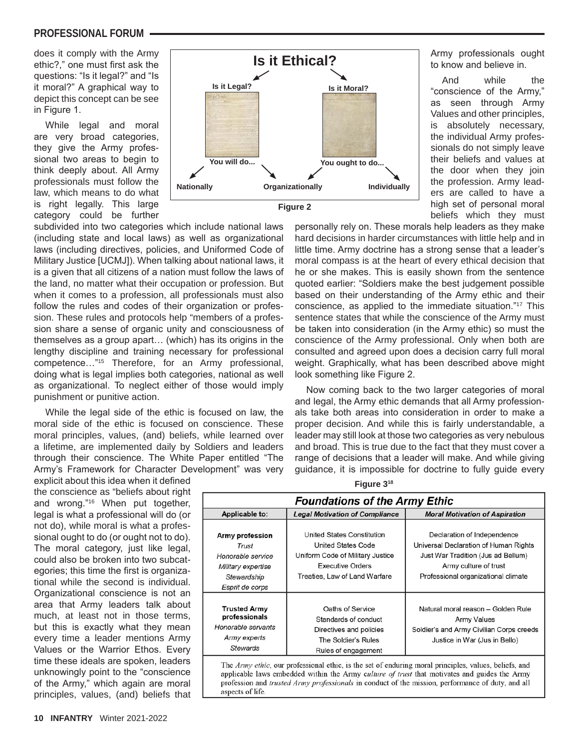does it comply with the Army ethic?," one must first ask the questions: "Is it legal?" and "Is it moral?" A graphical way to depict this concept can be see in Figure 1.

While legal and moral are very broad categories, they give the Army professional two areas to begin to think deeply about. All Army professionals must follow the law, which means to do what is right legally. This large category could be further subdivided into two categories which include national laws (including state and local laws) as well as organizational laws (including directives, policies, and Uniformed Code of Military Justice [UCMJ]). When talking about national laws, it is a given that all citizens of a nation must follow the laws of the land, no matter what their occupation or profession. But when it comes to a profession, all professionals must also follow the rules and codes of their organization or profession. These rules and protocols help "members of a profession share a sense of organic unity and consciousness of themselves as a group apart… (which) has its origins in the lengthy discipline and training necessary for professional competence…"[15] Therefore, for an Army professional, doing what is legal implies both categories, national as well as organizational. To neglect either of those would imply punishment or punitive action.

**Is it Ethical?**

- **Is it Legal?** → **You will do...**
- **Is it Moral?** → **You ought to do...**
- **Nationally** — **Organizationally** — **Individually**

Figure 2

While the legal side of the ethic is focused on law, the moral side of the ethic is focused on conscience. These moral principles, values, (and) beliefs, while learned over a lifetime, are implemented daily by Soldiers and leaders through their conscience. The White Paper entitled "The Army's Framework for Character Development" was very explicit about this idea when it defined the conscience as "beliefs about right and wrong."[16] When put together, legal is what a professional will do (or not do), while moral is what a professional ought to do (or ought not to do). The moral category, just like legal, could also be broken into two subcategories; this time the first is organizational while the second is individual. Organizational conscience is not an area that Army leaders talk about much, at least not in those terms, but this is exactly what they mean every time a leader mentions Army Values or the Warrior Ethos. Every time these ideals are spoken, leaders unknowingly point to the "conscience of the Army," which again are moral principles, values, (and) beliefs that Army professionals ought to know and believe in.

And while the "conscience of the Army," as seen through Army Values and other principles, is absolutely necessary, the individual Army professionals do not simply leave their beliefs and values at the door when they join the profession. Army leaders are called to have a high set of personal moral beliefs which they must personally rely on. These morals help leaders as they make hard decisions in harder circumstances with little help and in little time. Army doctrine has a strong sense that a leader's moral compass is at the heart of every ethical decision that he or she makes. This is easily shown from the sentence quoted earlier: "Soldiers make the best judgement possible based on their understanding of the Army ethic and their conscience, as applied to the immediate situation."[17] This sentence states that while the conscience of the Army must be taken into consideration (in the Army ethic) so must the conscience of the Army professional. Only when both are consulted and agreed upon does a decision carry full moral weight. Graphically, what has been described above might look something like Figure 2.

Now coming back to the two larger categories of moral and legal, the Army ethic demands that all Army professionals take both areas into consideration in order to make a proper decision. And while this is fairly understandable, a leader may still look at those two categories as very nebulous and broad. This is true due to the fact that they must cover a range of decisions that a leader will make. And while giving guidance, it is impossible for doctrine to fully guide every

Figure 3[18]

**Foundations of the Army Ethic**

| Applicable to: | Legal Motivation of Compliance | Moral Motivation of Aspiration |
|---|---|---|
| **Army profession**<br>*Trust*<br>*Honorable service*<br>*Military expertise*<br>*Stewardship*<br>*Esprit de corps* | United States Constitution<br>United States Code<br>Uniform Code of Military Justice<br>Executive Orders<br>Treaties, Law of Land Warfare | Declaration of Independence<br>Universal Declaration of Human Rights<br>Just War Tradition (Jus ad Bellum)<br>Army culture of trust<br>Professional organizational climate |
| **Trusted Army professionals**<br>*Honorable servants*<br>*Army experts*<br>*Stewards* | Oaths of Service<br>Standards of conduct<br>Directives and policies<br>The Soldier's Rules<br>Rules of engagement | Natural moral reason – Golden Rule<br>Army Values<br>Soldier's and Army Civilian Corps creeds<br>Justice in War (Jus in Bello) |

The *Army ethic*, our professional ethic, is the set of enduring moral principles, values, beliefs, and applicable laws embedded within the Army *culture of trust* that motivates and guides the Army profession and *trusted Army professionals* in conduct of the mission, performance of duty, and all aspects of life.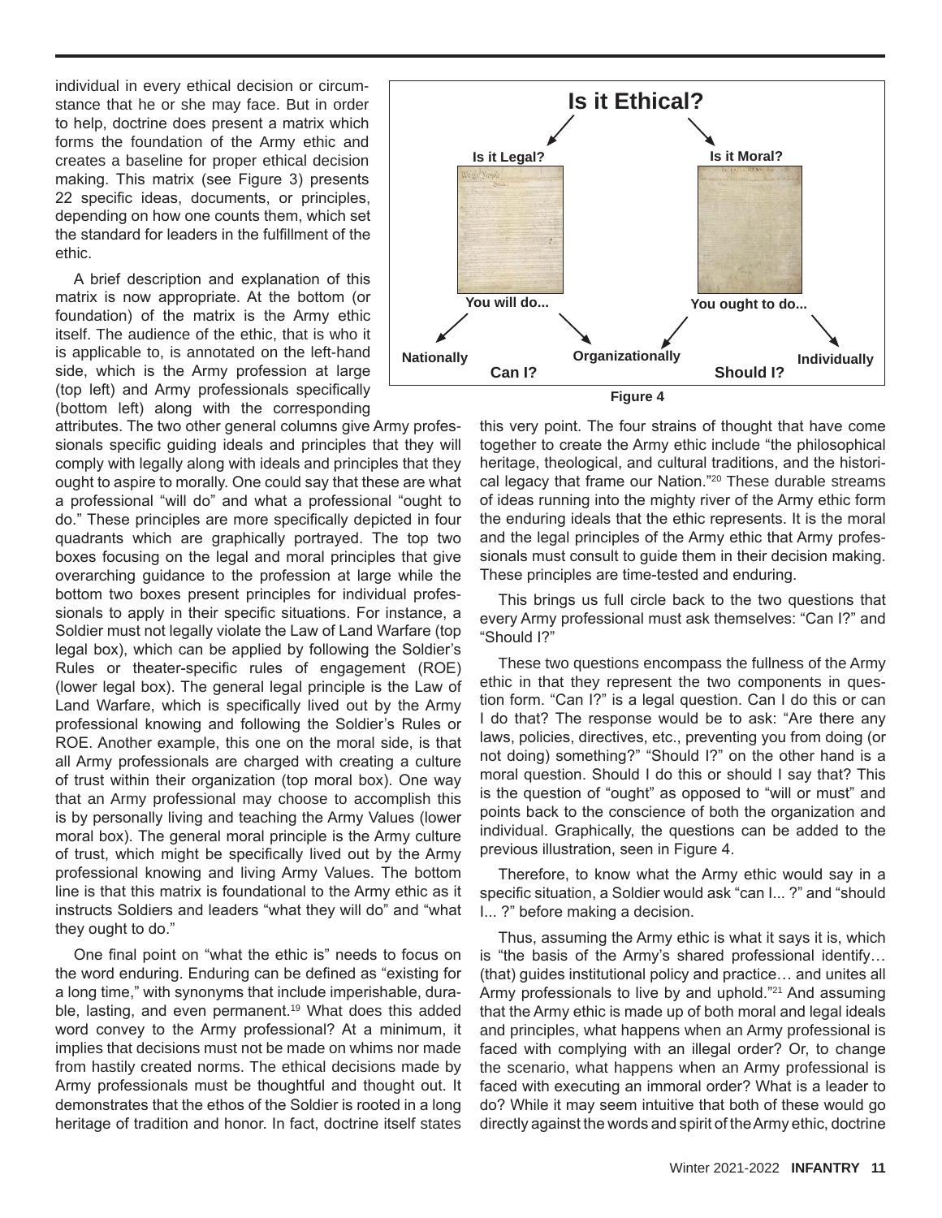individual in every ethical decision or circumstance that he or she may face. But in order to help, doctrine does present a matrix which forms the foundation of the Army ethic and creates a baseline for proper ethical decision making. This matrix (see Figure 3) presents 22 specific ideas, documents, or principles, depending on how one counts them, which set the standard for leaders in the fulfillment of the ethic.

A brief description and explanation of this matrix is now appropriate. At the bottom (or foundation) of the matrix is the Army ethic itself. The audience of the ethic, that is who it is applicable to, is annotated on the left-hand side, which is the Army profession at large (top left) and Army professionals specifically (bottom left) along with the corresponding attributes. The two other general columns give Army professionals specific guiding ideals and principles that they will comply with legally along with ideals and principles that they ought to aspire to morally. One could say that these are what a professional "will do" and what a professional "ought to do." These principles are more specifically depicted in four quadrants which are graphically portrayed. The top two boxes focusing on the legal and moral principles that give overarching guidance to the profession at large while the bottom two boxes present principles for individual professionals to apply in their specific situations. For instance, a Soldier must not legally violate the Law of Land Warfare (top legal box), which can be applied by following the Soldier's Rules or theater-specific rules of engagement (ROE) (lower legal box). The general legal principle is the Law of Land Warfare, which is specifically lived out by the Army professional knowing and following the Soldier's Rules or ROE. Another example, this one on the moral side, is that all Army professionals are charged with creating a culture of trust within their organization (top moral box). One way that an Army professional may choose to accomplish this is by personally living and teaching the Army Values (lower moral box). The general moral principle is the Army culture of trust, which might be specifically lived out by the Army professional knowing and living Army Values. The bottom line is that this matrix is foundational to the Army ethic as it instructs Soldiers and leaders "what they will do" and "what they ought to do."

One final point on "what the ethic is" needs to focus on the word enduring. Enduring can be defined as "existing for a long time," with synonyms that include imperishable, durable, lasting, and even permanent.[19] What does this added word convey to the Army professional? At a minimum, it implies that decisions must not be made on whims nor made from hastily created norms. The ethical decisions made by Army professionals must be thoughtful and thought out. It demonstrates that the ethos of the Soldier is rooted in a long heritage of tradition and honor. In fact, doctrine itself states this very point. The four strains of thought that have come together to create the Army ethic include "the philosophical heritage, theological, and cultural traditions, and the historical legacy that frame our Nation."[20] These durable streams of ideas running into the mighty river of the Army ethic form the enduring ideals that the ethic represents. It is the moral and the legal principles of the Army ethic that Army professionals must consult to guide them in their decision making. These principles are time-tested and enduring.

Is it Ethical?

Is it Legal?

Is it Moral?

You will do...

You ought to do...

Nationally

Organizationally

Individually

Can I?

Should I?

Figure 4

This brings us full circle back to the two questions that every Army professional must ask themselves: "Can I?" and "Should I?"

These two questions encompass the fullness of the Army ethic in that they represent the two components in question form. "Can I?" is a legal question. Can I do this or can I do that? The response would be to ask: "Are there any laws, policies, directives, etc., preventing you from doing (or not doing) something?" "Should I?" on the other hand is a moral question. Should I do this or should I say that? This is the question of "ought" as opposed to "will or must" and points back to the conscience of both the organization and individual. Graphically, the questions can be added to the previous illustration, seen in Figure 4.

Therefore, to know what the Army ethic would say in a specific situation, a Soldier would ask "can I... ?" and "should I... ?" before making a decision.

Thus, assuming the Army ethic is what it says it is, which is "the basis of the Army's shared professional identify… (that) guides institutional policy and practice… and unites all Army professionals to live by and uphold."[21] And assuming that the Army ethic is made up of both moral and legal ideals and principles, what happens when an Army professional is faced with complying with an illegal order? Or, to change the scenario, what happens when an Army professional is faced with executing an immoral order? What is a leader to do? While it may seem intuitive that both of these would go directly against the words and spirit of the Army ethic, doctrine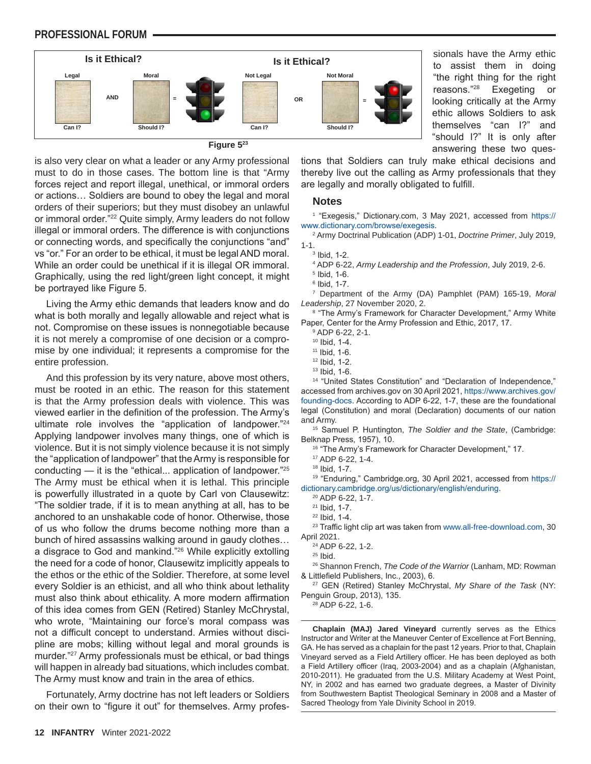Is it Ethical?

Legal AND Moral =

Can I? Should I?

Is it Ethical?

Not Legal OR Not Moral =

Can I? Should I?

Figure 5[23]

is also very clear on what a leader or any Army professional must to do in those cases. The bottom line is that "Army forces reject and report illegal, unethical, or immoral orders or actions… Soldiers are bound to obey the legal and moral orders of their superiors; but they must disobey an unlawful or immoral order."[22] Quite simply, Army leaders do not follow illegal or immoral orders. The difference is with conjunctions or connecting words, and specifically the conjunctions "and" vs "or." For an order to be ethical, it must be legal AND moral. While an order could be unethical if it is illegal OR immoral. Graphically, using the red light/green light concept, it might be portrayed like Figure 5.

Living the Army ethic demands that leaders know and do what is both morally and legally allowable and reject what is not. Compromise on these issues is nonnegotiable because it is not merely a compromise of one decision or a compromise by one individual; it represents a compromise for the entire profession.

And this profession by its very nature, above most others, must be rooted in an ethic. The reason for this statement is that the Army profession deals with violence. This was viewed earlier in the definition of the profession. The Army's ultimate role involves the "application of landpower."[24] Applying landpower involves many things, one of which is violence. But it is not simply violence because it is not simply the "application of landpower" that the Army is responsible for conducting — it is the "ethical... application of landpower."[25] The Army must be ethical when it is lethal. This principle is powerfully illustrated in a quote by Carl von Clausewitz: "The soldier trade, if it is to mean anything at all, has to be anchored to an unshakable code of honor. Otherwise, those of us who follow the drums become nothing more than a bunch of hired assassins walking around in gaudy clothes… a disgrace to God and mankind."[26] While explicitly extolling the need for a code of honor, Clausewitz implicitly appeals to the ethos or the ethic of the Soldier. Therefore, at some level every Soldier is an ethicist, and all who think about lethality must also think about ethicality. A more modern affirmation of this idea comes from GEN (Retired) Stanley McChrystal, who wrote, "Maintaining our force's moral compass was not a difficult concept to understand. Armies without discipline are mobs; killing without legal and moral grounds is murder."[27] Army professionals must be ethical, or bad things will happen in already bad situations, which includes combat. The Army must know and train in the area of ethics.

Fortunately, Army doctrine has not left leaders or Soldiers on their own to "figure it out" for themselves. Army professionals have the Army ethic to assist them in doing "the right thing for the right reasons."[28] Exegeting or looking critically at the Army ethic allows Soldiers to ask themselves "can I?" and "should I?" It is only after answering these two questions that Soldiers can truly make ethical decisions and thereby live out the calling as Army professionals that they are legally and morally obligated to fulfill.

## Notes

1 "Exegesis," Dictionary.com, 3 May 2021, accessed from https://www.dictionary.com/browse/exegesis.

2 Army Doctrinal Publication (ADP) 1-01, *Doctrine Primer*, July 2019, 1-1.

3 Ibid, 1-2.

4 ADP 6-22, *Army Leadership and the Profession*, July 2019, 2-6.

5 Ibid, 1-6.

6 Ibid, 1-7.

7 Department of the Army (DA) Pamphlet (PAM) 165-19, *Moral Leadership*, 27 November 2020, 2.

8 "The Army's Framework for Character Development," Army White Paper, Center for the Army Profession and Ethic, 2017, 17.

9 ADP 6-22, 2-1.

10 Ibid, 1-4.

11 Ibid, 1-6.

12 Ibid, 1-2.

13 Ibid, 1-6.

14 "United States Constitution" and "Declaration of Independence," accessed from archives.gov on 30 April 2021, https://www.archives.gov/founding-docs. According to ADP 6-22, 1-7, these are the foundational legal (Constitution) and moral (Declaration) documents of our nation and Army.

15 Samuel P. Huntington, *The Soldier and the State*, (Cambridge: Belknap Press, 1957), 10.

16 "The Army's Framework for Character Development," 17.

17 ADP 6-22, 1-4.

18 Ibid, 1-7.

19 "Enduring," Cambridge.org, 30 April 2021, accessed from https://dictionary.cambridge.org/us/dictionary/english/enduring.

20 ADP 6-22, 1-7.

21 Ibid, 1-7.

22 Ibid, 1-4.

23 Traffic light clip art was taken from www.all-free-download.com, 30 April 2021.

24 ADP 6-22, 1-2.

25 Ibid.

26 Shannon French, *The Code of the Warrior* (Lanham, MD: Rowman & Littlefield Publishers, Inc., 2003), 6.

27 GEN (Retired) Stanley McChrystal, *My Share of the Task* (NY: Penguin Group, 2013), 135.

28 ADP 6-22, 1-6.

---

**Chaplain (MAJ) Jared Vineyard** currently serves as the Ethics Instructor and Writer at the Maneuver Center of Excellence at Fort Benning, GA. He has served as a chaplain for the past 12 years. Prior to that, Chaplain Vineyard served as a Field Artillery officer. He has been deployed as both a Field Artillery officer (Iraq, 2003-2004) and as a chaplain (Afghanistan, 2010-2011). He graduated from the U.S. Military Academy at West Point, NY, in 2002 and has earned two graduate degrees, a Master of Divinity from Southwestern Baptist Theological Seminary in 2008 and a Master of Sacred Theology from Yale Divinity School in 2019.